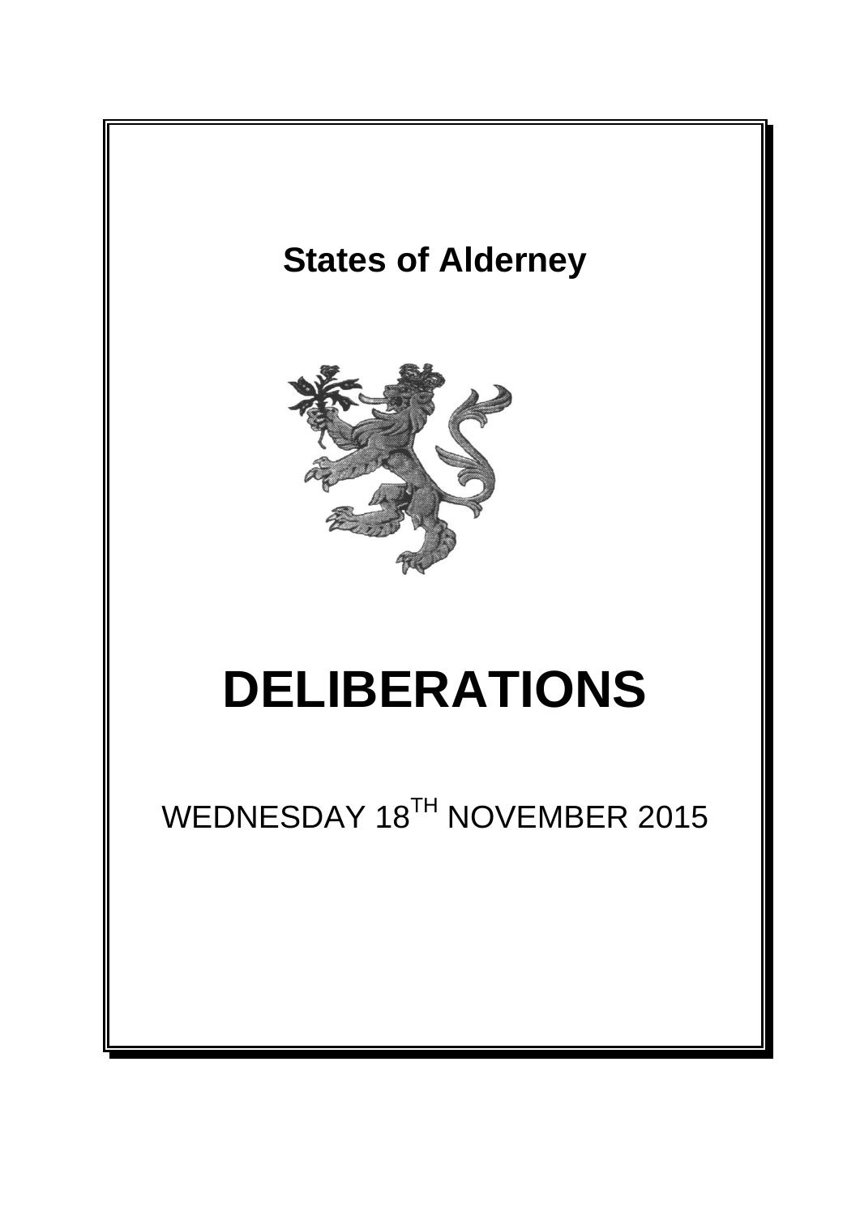# States of Alderney

# DELIBERATIONS

WEDNESDAY 18TH NOVEMBER 2015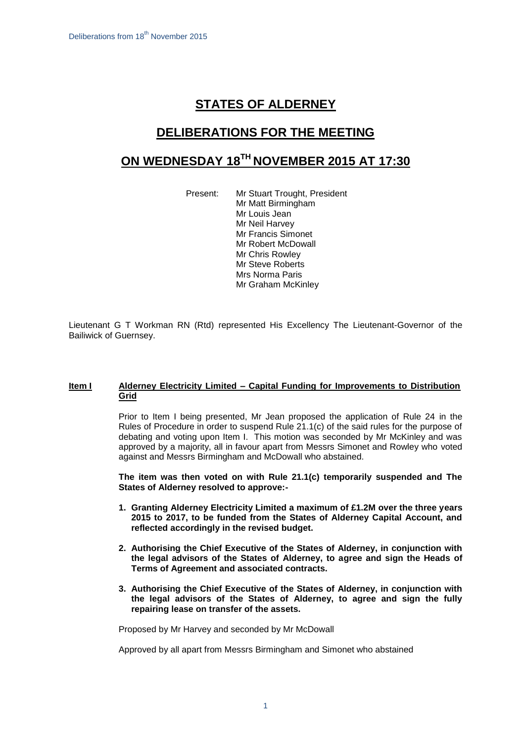# STATES OF ALDERNEY

## DELIBERATIONS FOR THE MEETING

## ON WEDNESDAY 18TH NOVEMBER 2015 AT 17:30

Present: Mr Stuart Trought, President
Mr Matt Birmingham
Mr Louis Jean
Mr Neil Harvey
Mr Francis Simonet
Mr Robert McDowall
Mr Chris Rowley
Mr Steve Roberts
Mrs Norma Paris
Mr Graham McKinley

Lieutenant G T Workman RN (Rtd) represented His Excellency The Lieutenant-Governor of the Bailiwick of Guernsey.

**Item I** **Alderney Electricity Limited – Capital Funding for Improvements to Distribution Grid**

Prior to Item I being presented, Mr Jean proposed the application of Rule 24 in the Rules of Procedure in order to suspend Rule 21.1(c) of the said rules for the purpose of debating and voting upon Item I. This motion was seconded by Mr McKinley and was approved by a majority, all in favour apart from Messrs Simonet and Rowley who voted against and Messrs Birmingham and McDowall who abstained.

**The item was then voted on with Rule 21.1(c) temporarily suspended and The States of Alderney resolved to approve:-**

1. **Granting Alderney Electricity Limited a maximum of £1.2M over the three years 2015 to 2017, to be funded from the States of Alderney Capital Account, and reflected accordingly in the revised budget.**
2. **Authorising the Chief Executive of the States of Alderney, in conjunction with the legal advisors of the States of Alderney, to agree and sign the Heads of Terms of Agreement and associated contracts.**
3. **Authorising the Chief Executive of the States of Alderney, in conjunction with the legal advisors of the States of Alderney, to agree and sign the fully repairing lease on transfer of the assets.**

Proposed by Mr Harvey and seconded by Mr McDowall

Approved by all apart from Messrs Birmingham and Simonet who abstained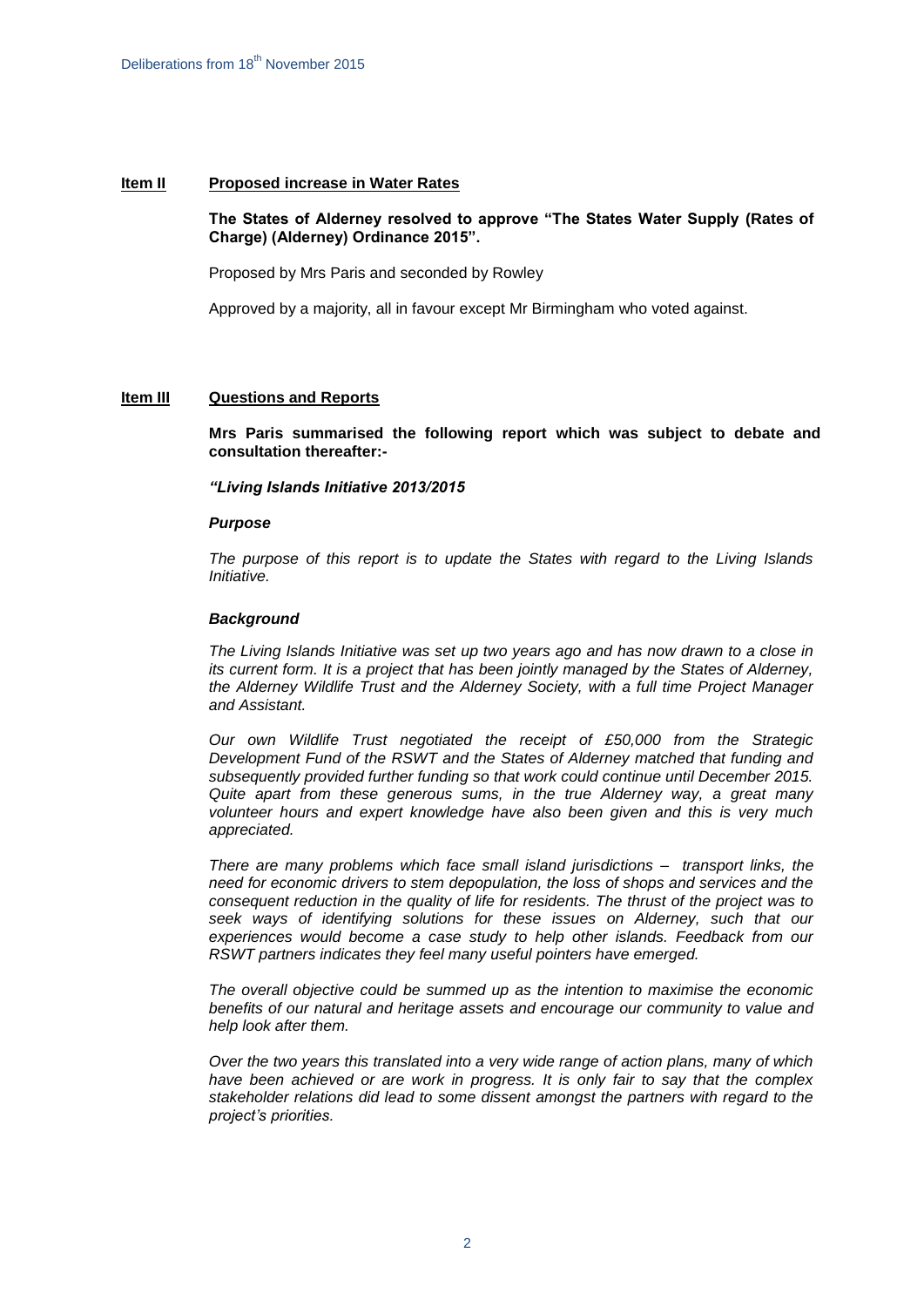**Item II** **Proposed increase in Water Rates**

**The States of Alderney resolved to approve "The States Water Supply (Rates of Charge) (Alderney) Ordinance 2015".**

Proposed by Mrs Paris and seconded by Rowley

Approved by a majority, all in favour except Mr Birmingham who voted against.

**Item III** **Questions and Reports**

**Mrs Paris summarised the following report which was subject to debate and consultation thereafter:-**

***"Living Islands Initiative 2013/2015***

***Purpose***

*The purpose of this report is to update the States with regard to the Living Islands Initiative.*

***Background***

*The Living Islands Initiative was set up two years ago and has now drawn to a close in its current form. It is a project that has been jointly managed by the States of Alderney, the Alderney Wildlife Trust and the Alderney Society, with a full time Project Manager and Assistant.*

*Our own Wildlife Trust negotiated the receipt of £50,000 from the Strategic Development Fund of the RSWT and the States of Alderney matched that funding and subsequently provided further funding so that work could continue until December 2015. Quite apart from these generous sums, in the true Alderney way, a great many volunteer hours and expert knowledge have also been given and this is very much appreciated.*

*There are many problems which face small island jurisdictions – transport links, the need for economic drivers to stem depopulation, the loss of shops and services and the consequent reduction in the quality of life for residents. The thrust of the project was to seek ways of identifying solutions for these issues on Alderney, such that our experiences would become a case study to help other islands. Feedback from our RSWT partners indicates they feel many useful pointers have emerged.*

*The overall objective could be summed up as the intention to maximise the economic benefits of our natural and heritage assets and encourage our community to value and help look after them.*

*Over the two years this translated into a very wide range of action plans, many of which have been achieved or are work in progress. It is only fair to say that the complex stakeholder relations did lead to some dissent amongst the partners with regard to the project's priorities.*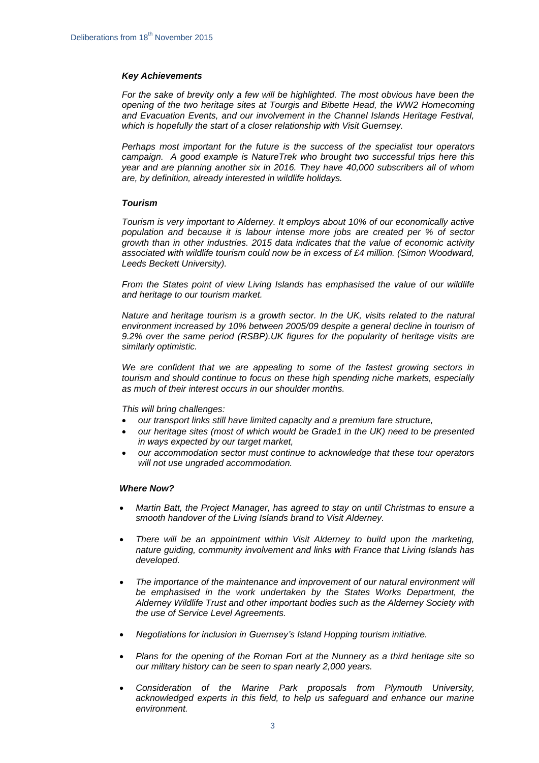### *Key Achievements*

*For the sake of brevity only a few will be highlighted. The most obvious have been the opening of the two heritage sites at Tourgis and Bibette Head, the WW2 Homecoming and Evacuation Events, and our involvement in the Channel Islands Heritage Festival, which is hopefully the start of a closer relationship with Visit Guernsey.*

*Perhaps most important for the future is the success of the specialist tour operators campaign. A good example is NatureTrek who brought two successful trips here this year and are planning another six in 2016. They have 40,000 subscribers all of whom are, by definition, already interested in wildlife holidays.*

### *Tourism*

*Tourism is very important to Alderney. It employs about 10% of our economically active population and because it is labour intense more jobs are created per % of sector growth than in other industries. 2015 data indicates that the value of economic activity associated with wildlife tourism could now be in excess of £4 million. (Simon Woodward, Leeds Beckett University).*

*From the States point of view Living Islands has emphasised the value of our wildlife and heritage to our tourism market.*

*Nature and heritage tourism is a growth sector. In the UK, visits related to the natural environment increased by 10% between 2005/09 despite a general decline in tourism of 9.2% over the same period (RSBP).UK figures for the popularity of heritage visits are similarly optimistic.*

*We are confident that we are appealing to some of the fastest growing sectors in tourism and should continue to focus on these high spending niche markets, especially as much of their interest occurs in our shoulder months.*

*This will bring challenges:*

- *our transport links still have limited capacity and a premium fare structure,*
- *our heritage sites (most of which would be Grade1 in the UK) need to be presented in ways expected by our target market,*
- *our accommodation sector must continue to acknowledge that these tour operators will not use ungraded accommodation.*

### *Where Now?*

- *Martin Batt, the Project Manager, has agreed to stay on until Christmas to ensure a smooth handover of the Living Islands brand to Visit Alderney.*
- *There will be an appointment within Visit Alderney to build upon the marketing, nature guiding, community involvement and links with France that Living Islands has developed.*
- *The importance of the maintenance and improvement of our natural environment will be emphasised in the work undertaken by the States Works Department, the Alderney Wildlife Trust and other important bodies such as the Alderney Society with the use of Service Level Agreements.*
- *Negotiations for inclusion in Guernsey's Island Hopping tourism initiative.*
- *Plans for the opening of the Roman Fort at the Nunnery as a third heritage site so our military history can be seen to span nearly 2,000 years.*
- *Consideration of the Marine Park proposals from Plymouth University, acknowledged experts in this field, to help us safeguard and enhance our marine environment.*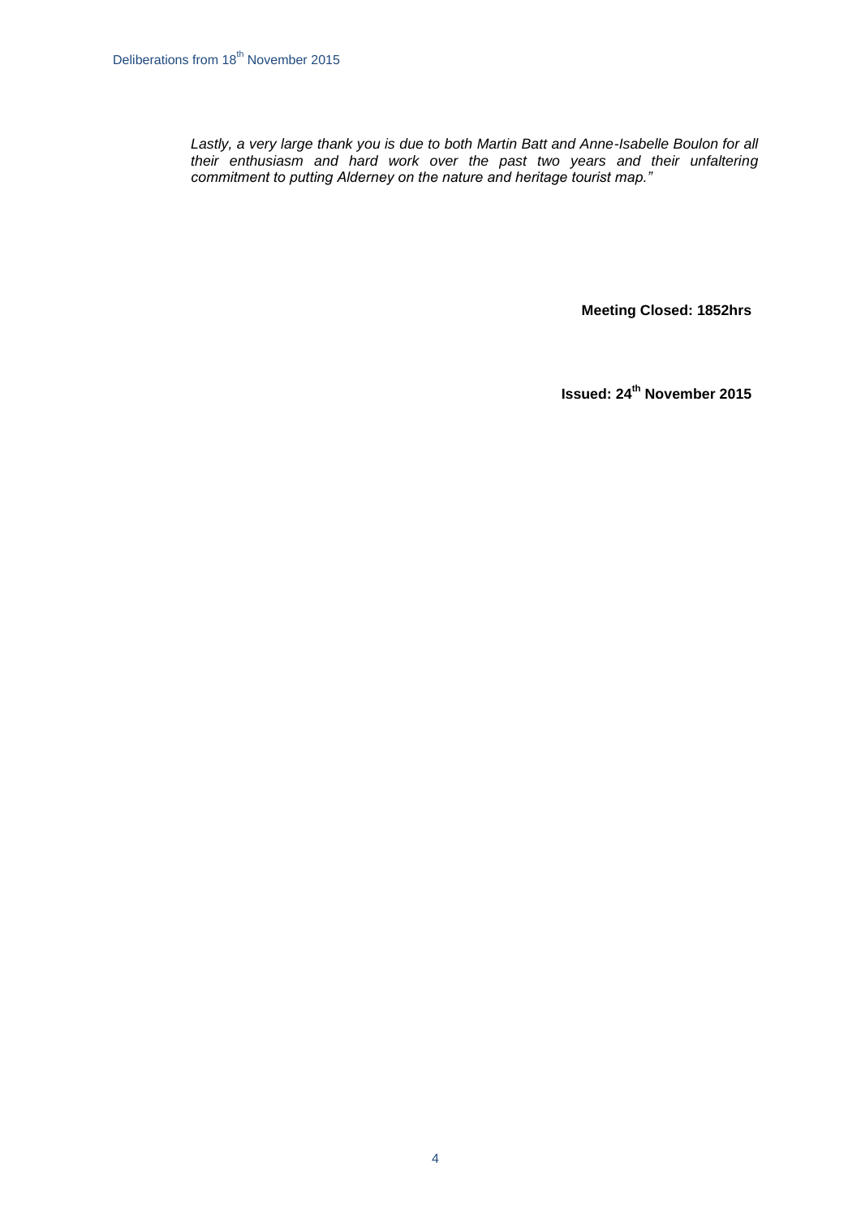*Lastly, a very large thank you is due to both Martin Batt and Anne-Isabelle Boulon for all their enthusiasm and hard work over the past two years and their unfaltering commitment to putting Alderney on the nature and heritage tourist map."*

**Meeting Closed: 1852hrs**

**Issued: 24th November 2015**